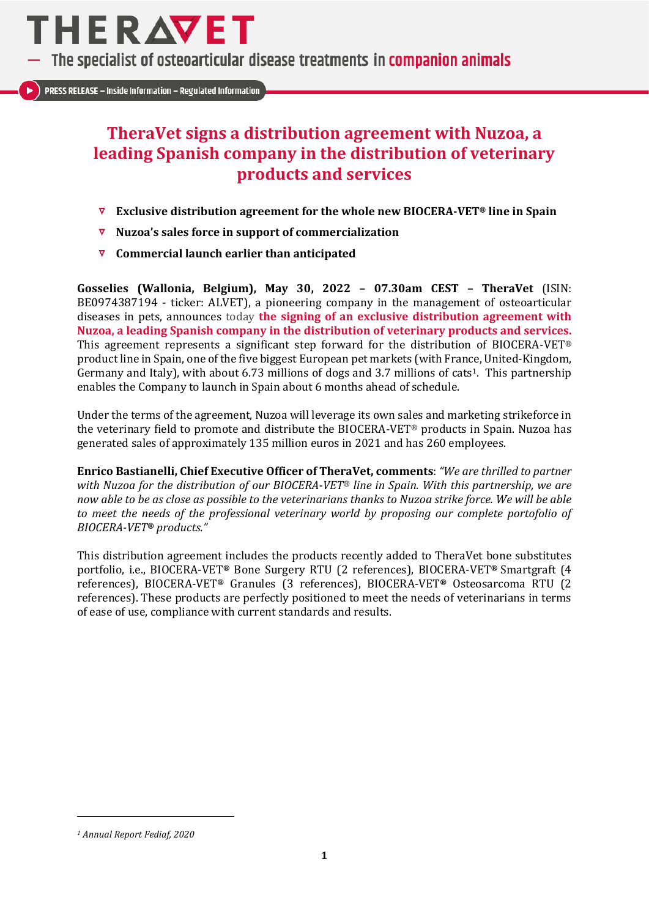THERAVET

— The specialist of osteoarticular disease treatments in companion animals

PRESS RELEASE – Inside Information – Regulated Information

# TheraVet signs a distribution agreement with Nuzoa, a leading Spanish company in the distribution of veterinary products and services

- **Exclusive distribution agreement for the whole new BIOCERA-VET® line in Spain**
- **Nuzoa's sales force in support of commercialization**
- **Commercial launch earlier than anticipated**

**Gosselies (Wallonia, Belgium), May 30, 2022 – 07.30am CEST – TheraVet** (ISIN: BE0974387194 - ticker: ALVET), a pioneering company in the management of osteoarticular diseases in pets, announces today **the signing of an exclusive distribution agreement with Nuzoa, a leading Spanish company in the distribution of veterinary products and services.** This agreement represents a significant step forward for the distribution of BIOCERA-VET® product line in Spain, one of the five biggest European pet markets (with France, United-Kingdom, Germany and Italy), with about 6.73 millions of dogs and 3.7 millions of cats[1]. This partnership enables the Company to launch in Spain about 6 months ahead of schedule.

Under the terms of the agreement, Nuzoa will leverage its own sales and marketing strikeforce in the veterinary field to promote and distribute the BIOCERA-VET® products in Spain. Nuzoa has generated sales of approximately 135 million euros in 2021 and has 260 employees.

**Enrico Bastianelli, Chief Executive Officer of TheraVet, comments**: *"We are thrilled to partner with Nuzoa for the distribution of our BIOCERA-VET® line in Spain. With this partnership, we are now able to be as close as possible to the veterinarians thanks to Nuzoa strike force. We will be able to meet the needs of the professional veterinary world by proposing our complete portofolio of BIOCERA-VET® products."*

This distribution agreement includes the products recently added to TheraVet bone substitutes portfolio, i.e., BIOCERA-VET® Bone Surgery RTU (2 references), BIOCERA-VET® Smartgraft (4 references), BIOCERA-VET® Granules (3 references), BIOCERA-VET® Osteosarcoma RTU (2 references). These products are perfectly positioned to meet the needs of veterinarians in terms of ease of use, compliance with current standards and results.

---

[1] *Annual Report Fediaf, 2020*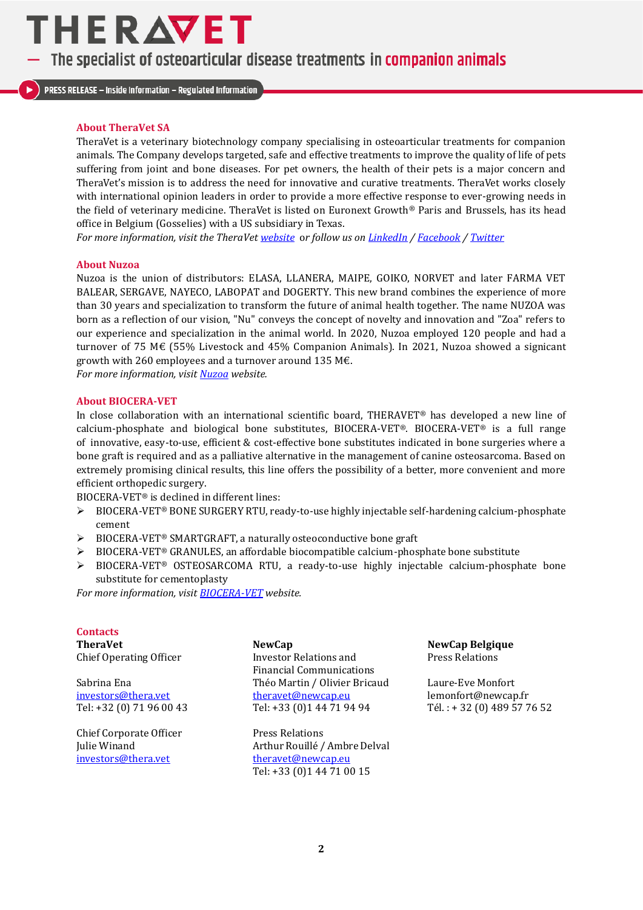## About TheraVet SA

TheraVet is a veterinary biotechnology company specialising in osteoarticular treatments for companion animals. The Company develops targeted, safe and effective treatments to improve the quality of life of pets suffering from joint and bone diseases. For pet owners, the health of their pets is a major concern and TheraVet's mission is to address the need for innovative and curative treatments. TheraVet works closely with international opinion leaders in order to provide a more effective response to ever-growing needs in the field of veterinary medicine. TheraVet is listed on Euronext Growth® Paris and Brussels, has its head office in Belgium (Gosselies) with a US subsidiary in Texas.

*For more information, visit the TheraVet [website](#) or follow us on [LinkedIn](#) / [Facebook](#) / [Twitter](#)*

## About Nuzoa

Nuzoa is the union of distributors: ELASA, LLANERA, MAIPE, GOIKO, NORVET and later FARMA VET BALEAR, SERGAVE, NAYECO, LABOPAT and DOGERTY. This new brand combines the experience of more than 30 years and specialization to transform the future of animal health together. The name NUZOA was born as a reflection of our vision, "Nu" conveys the concept of novelty and innovation and "Zoa" refers to our experience and specialization in the animal world. In 2020, Nuzoa employed 120 people and had a turnover of 75 M€ (55% Livestock and 45% Companion Animals). In 2021, Nuzoa showed a signicant growth with 260 employees and a turnover around 135 M€.

*For more information, visit [Nuzoa](#) website.*

## About BIOCERA-VET

In close collaboration with an international scientific board, THERAVET® has developed a new line of calcium-phosphate and biological bone substitutes, BIOCERA-VET®. BIOCERA-VET® is a full range of innovative, easy-to-use, efficient & cost-effective bone substitutes indicated in bone surgeries where a bone graft is required and as a palliative alternative in the management of canine osteosarcoma. Based on extremely promising clinical results, this line offers the possibility of a better, more convenient and more efficient orthopedic surgery.

BIOCERA-VET® is declined in different lines:

- BIOCERA-VET® BONE SURGERY RTU, ready-to-use highly injectable self-hardening calcium-phosphate cement
- BIOCERA-VET® SMARTGRAFT, a naturally osteoconductive bone graft
- BIOCERA-VET® GRANULES, an affordable biocompatible calcium-phosphate bone substitute
- BIOCERA-VET® OSTEOSARCOMA RTU, a ready-to-use highly injectable calcium-phosphate bone substitute for cementoplasty

*For more information, visit [BIOCERA-VET](#) website.*

## Contacts

**TheraVet**
Chief Operating Officer

Sabrina Ena
[investors@thera.vet](mailto:investors@thera.vet)
Tel: +32 (0) 71 96 00 43

Chief Corporate Officer
Julie Winand
[investors@thera.vet](mailto:investors@thera.vet)

**NewCap**
Investor Relations and Financial Communications
Théo Martin / Olivier Bricaud
[theravet@newcap.eu](mailto:theravet@newcap.eu)
Tel: +33 (0)1 44 71 94 94

Press Relations
Arthur Rouillé / Ambre Delval
[theravet@newcap.eu](mailto:theravet@newcap.eu)
Tel: +33 (0)1 44 71 00 15

**NewCap Belgique**
Press Relations

Laure-Eve Monfort
lemonfort@newcap.fr
Tél. : + 32 (0) 489 57 76 52